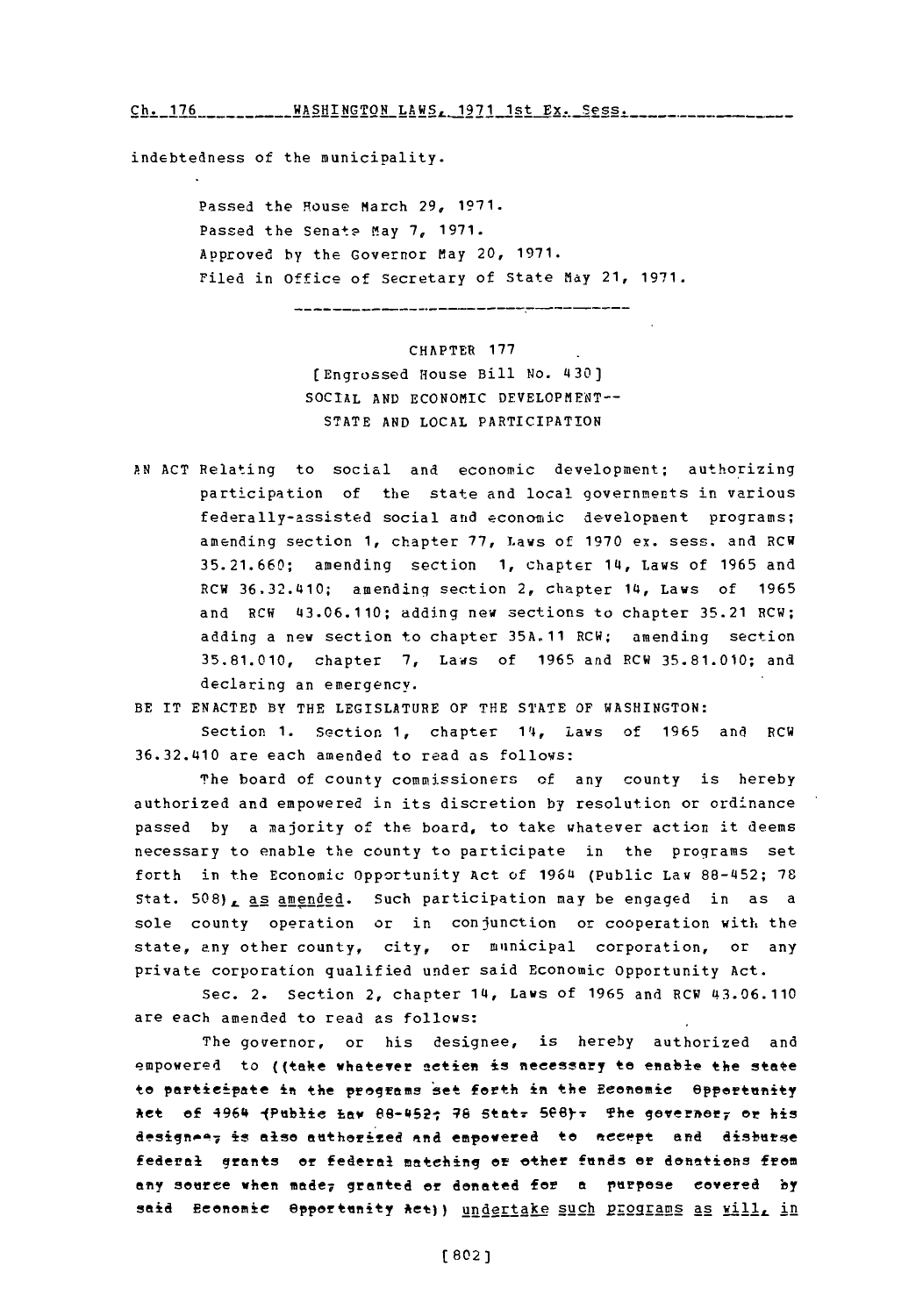indebtedness of the municipality.

Passed the House March 29, 1971.
Passed the Senate May 7, 1971.
Approved by the Governor May 20, 1971.
Filed in Office of Secretary of State May 21, 1971.

---

CHAPTER 177

[Engrossed House Bill No. 430]

SOCIAL AND ECONOMIC DEVELOPMENT--
STATE AND LOCAL PARTICIPATION

AN ACT Relating to social and economic development; authorizing participation of the state and local governments in various federally-assisted social and economic development programs; amending section 1, chapter 77, Laws of 1970 ex. sess. and RCW 35.21.660; amending section 1, chapter 14, Laws of 1965 and RCW 36.32.410; amending section 2, chapter 14, Laws of 1965 and RCW 43.06.110; adding new sections to chapter 35.21 RCW; adding a new section to chapter 35A.11 RCW; amending section 35.81.010, chapter 7, Laws of 1965 and RCW 35.81.010; and declaring an emergency.

BE IT ENACTED BY THE LEGISLATURE OF THE STATE OF WASHINGTON:

Section 1. Section 1, chapter 14, Laws of 1965 and RCW 36.32.410 are each amended to read as follows:

The board of county commissioners of any county is hereby authorized and empowered in its discretion by resolution or ordinance passed by a majority of the board, to take whatever action it deems necessary to enable the county to participate in the programs set forth in the Economic Opportunity Act of 1964 (Public Law 88-452; 78 Stat. 508), as amended. Such participation may be engaged in as a sole county operation or in conjunction or cooperation with the state, any other county, city, or municipal corporation, or any private corporation qualified under said Economic Opportunity Act.

Sec. 2. Section 2, chapter 14, Laws of 1965 and RCW 43.06.110 are each amended to read as follows:

The governor, or his designee, is hereby authorized and empowered to ((take whatever action is necessary to enable the state to participate in the programs set forth in the Economic Opportunity Act of 1964 (Public Law 88-452; 78 Stat. 508). The governor, or his designee, is also authorized and empowered to accept and disburse federal grants or federal matching or other funds or donations from any source when made, granted or donated for a purpose covered by said Economic Opportunity Act)) undertake such programs as will, in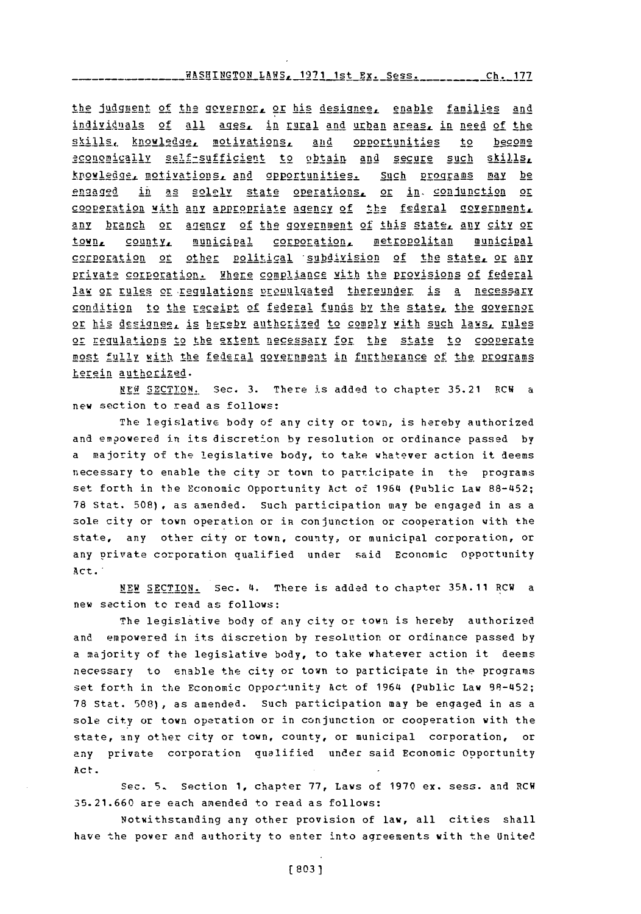the judgment of the governor, or his designee, enable families and individuals of all ages, in rural and urban areas, in need of the skills, knowledge, motivations, and opportunities to become economically self-sufficient to obtain and secure such skills, knowledge, motivations, and opportunities. Such programs may be engaged in as solely state operations, or in conjunction or cooperation with any appropriate agency of the federal government, any branch or agency of the government of this state, any city or town, county, municipal corporation, metropolitan municipal corporation or other political subdivision of the state, or any private corporation. Where compliance with the provisions of federal law or rules or regulations promulgated thereunder is a necessary condition to the receipt of federal funds by the state, the governor or his designee, is hereby authorized to comply with such laws, rules or regulations to the extent necessary for the state to cooperate most fully with the federal government in furtherance of the programs herein authorized.

NEW SECTION. Sec. 3. There is added to chapter 35.21 RCW a new section to read as follows:

The legislative body of any city or town, is hereby authorized and empowered in its discretion by resolution or ordinance passed by a majority of the legislative body, to take whatever action it deems necessary to enable the city or town to participate in the programs set forth in the Economic Opportunity Act of 1964 (Public Law 88-452; 78 Stat. 508), as amended. Such participation may be engaged in as a sole city or town operation or in conjunction or cooperation with the state, any other city or town, county, or municipal corporation, or any private corporation qualified under said Economic Opportunity Act.

NEW SECTION. Sec. 4. There is added to chapter 35A.11 RCW a new section to read as follows:

The legislative body of any city or town is hereby authorized and empowered in its discretion by resolution or ordinance passed by a majority of the legislative body, to take whatever action it deems necessary to enable the city or town to participate in the programs set forth in the Economic Opportunity Act of 1964 (Public Law 88-452; 78 Stat. 508), as amended. Such participation may be engaged in as a sole city or town operation or in conjunction or cooperation with the state, any other city or town, county, or municipal corporation, or any private corporation qualified under said Economic Opportunity Act.

Sec. 5. Section 1, chapter 77, Laws of 1970 ex. sess. and RCW 35.21.660 are each amended to read as follows:

Notwithstanding any other provision of law, all cities shall have the power and authority to enter into agreements with the United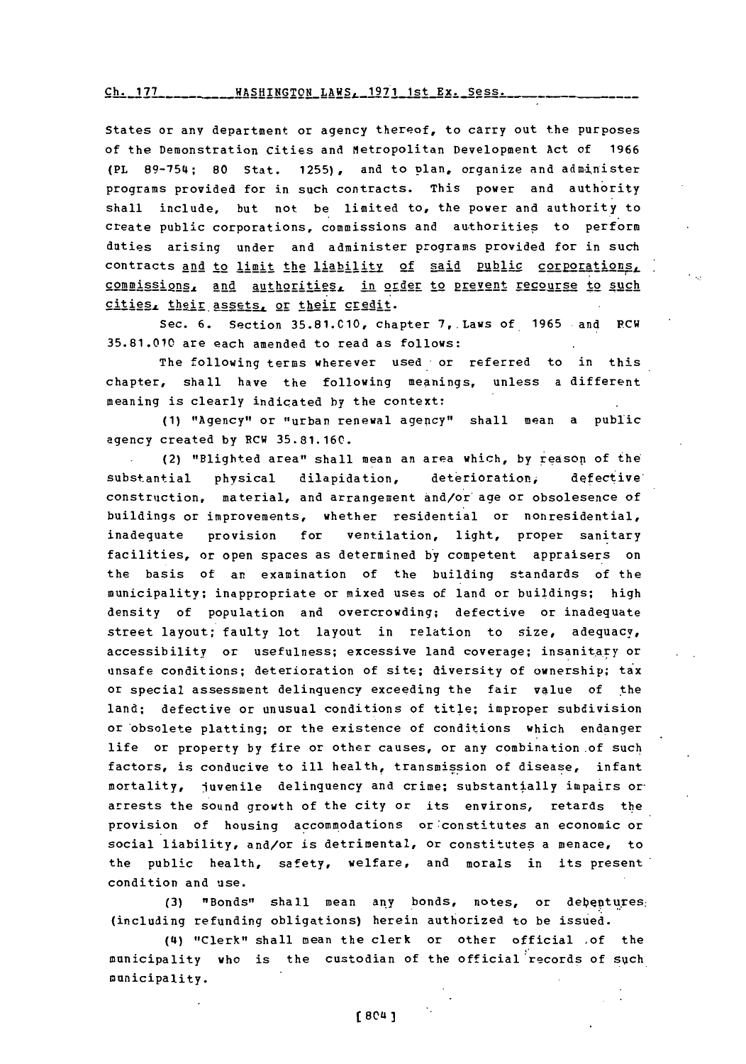States or any department or agency thereof, to carry out the purposes of the Demonstration Cities and Metropolitan Development Act of 1966 (PL 89-754; 80 Stat. 1255), and to plan, organize and administer programs provided for in such contracts. This power and authority shall include, but not be limited to, the power and authority to create public corporations, commissions and authorities to perform duties arising under and administer programs provided for in such contracts and to limit the liability of said public corporations, commissions, and authorities, in order to prevent recourse to such cities, their assets, or their credit.

Sec. 6. Section 35.81.010, chapter 7, Laws of 1965 and RCW 35.81.010 are each amended to read as follows:

The following terms wherever used or referred to in this chapter, shall have the following meanings, unless a different meaning is clearly indicated by the context:

(1) "Agency" or "urban renewal agency" shall mean a public agency created by RCW 35.81.160.

(2) "Blighted area" shall mean an area which, by reason of the substantial physical dilapidation, deterioration, defective construction, material, and arrangement and/or age or obsolesence of buildings or improvements, whether residential or nonresidential, inadequate provision for ventilation, light, proper sanitary facilities, or open spaces as determined by competent appraisers on the basis of an examination of the building standards of the municipality; inappropriate or mixed uses of land or buildings; high density of population and overcrowding; defective or inadequate street layout; faulty lot layout in relation to size, adequacy, accessibility or usefulness; excessive land coverage; insanitary or unsafe conditions; deterioration of site; diversity of ownership; tax or special assessment delinquency exceeding the fair value of the land; defective or unusual conditions of title; improper subdivision or obsolete platting; or the existence of conditions which endanger life or property by fire or other causes, or any combination of such factors, is conducive to ill health, transmission of disease, infant mortality, juvenile delinquency and crime; substantially impairs or arrests the sound growth of the city or its environs, retards the provision of housing accommodations or constitutes an economic or social liability, and/or is detrimental, or constitutes a menace, to the public health, safety, welfare, and morals in its present condition and use.

(3) "Bonds" shall mean any bonds, notes, or debentures (including refunding obligations) herein authorized to be issued.

(4) "Clerk" shall mean the clerk or other official of the municipality who is the custodian of the official records of such municipality.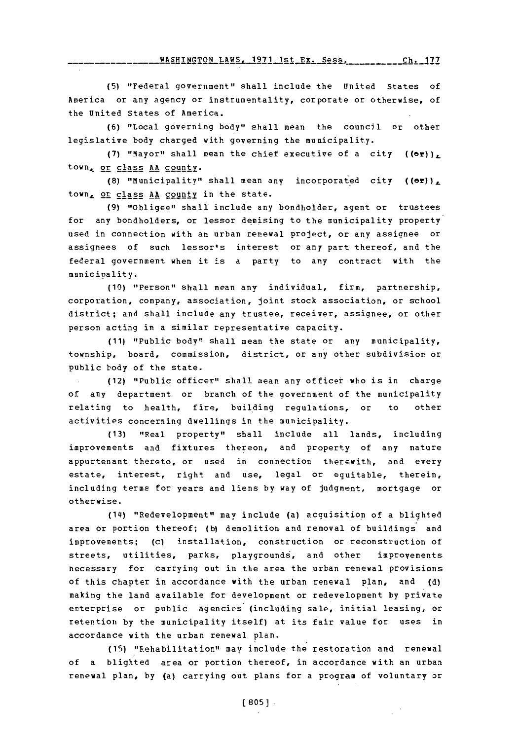(5) "Federal government" shall include the United States of America or any agency or instrumentality, corporate or otherwise, of the United States of America.

(6) "Local governing body" shall mean the council or other legislative body charged with governing the municipality.

(7) "Mayor" shall mean the chief executive of a city ((or)), town, or class AA county.

(8) "Municipality" shall mean any incorporated city ((or)), town, or class AA county in the state.

(9) "Obligee" shall include any bondholder, agent or trustees for any bondholders, or lessor demising to the municipality property used in connection with an urban renewal project, or any assignee or assignees of such lessor's interest or any part thereof, and the federal government when it is a party to any contract with the municipality.

(10) "Person" shall mean any individual, firm, partnership, corporation, company, association, joint stock association, or school district; and shall include any trustee, receiver, assignee, or other person acting in a similar representative capacity.

(11) "Public body" shall mean the state or any municipality, township, board, commission, district, or any other subdivision or public body of the state.

(12) "Public officer" shall mean any officer who is in charge of any department or branch of the government of the municipality relating to health, fire, building regulations, or to other activities concerning dwellings in the municipality.

(13) "Real property" shall include all lands, including improvements and fixtures thereon, and property of any nature appurtenant thereto, or used in connection therewith, and every estate, interest, right and use, legal or equitable, therein, including terms for years and liens by way of judgment, mortgage or otherwise.

(14) "Redevelopment" may include (a) acquisition of a blighted area or portion thereof; (b) demolition and removal of buildings and improvements; (c) installation, construction or reconstruction of streets, utilities, parks, playgrounds, and other improvements necessary for carrying out in the area the urban renewal provisions of this chapter in accordance with the urban renewal plan, and (d) making the land available for development or redevelopment by private enterprise or public agencies (including sale, initial leasing, or retention by the municipality itself) at its fair value for uses in accordance with the urban renewal plan.

(15) "Rehabilitation" may include the restoration and renewal of a blighted area or portion thereof, in accordance with an urban renewal plan, by (a) carrying out plans for a program of voluntary or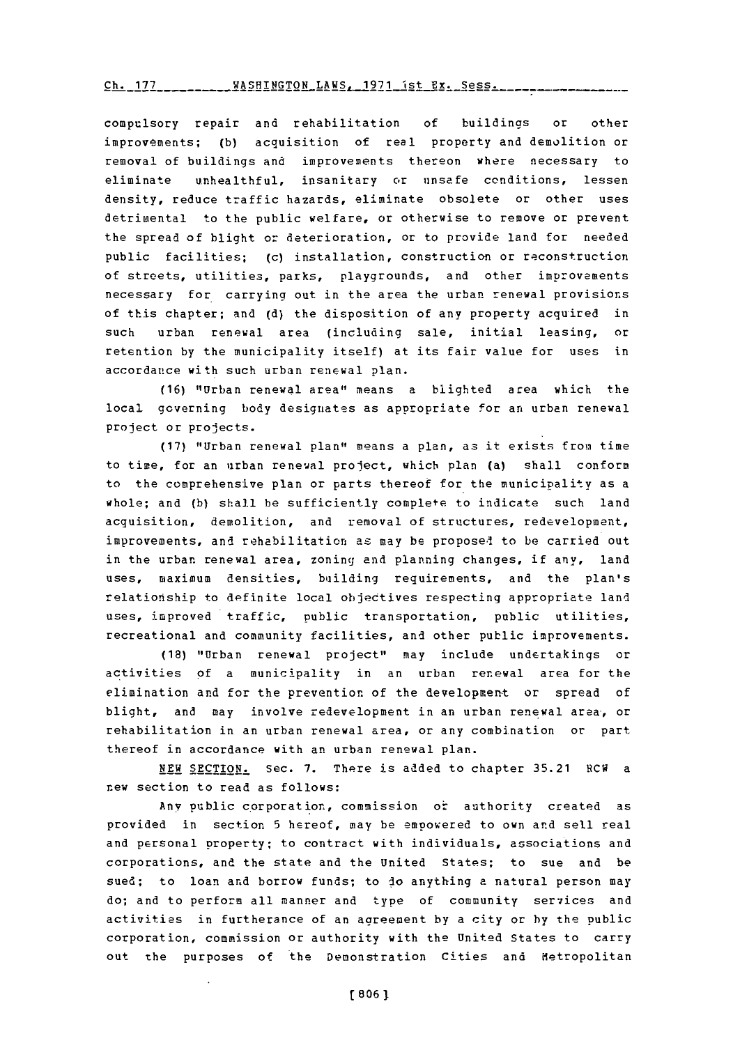compulsory repair and rehabilitation of buildings or other improvements; (b) acquisition of real property and demolition or removal of buildings and improvements thereon where necessary to eliminate unhealthful, insanitary or unsafe conditions, lessen density, reduce traffic hazards, eliminate obsolete or other uses detrimental to the public welfare, or otherwise to remove or prevent the spread of blight or deterioration, or to provide land for needed public facilities; (c) installation, construction or reconstruction of streets, utilities, parks, playgrounds, and other improvements necessary for carrying out in the area the urban renewal provisions of this chapter; and (d) the disposition of any property acquired in such urban renewal area (including sale, initial leasing, or retention by the municipality itself) at its fair value for uses in accordance with such urban renewal plan.

(16) "Urban renewal area" means a blighted area which the local governing body designates as appropriate for an urban renewal project or projects.

(17) "Urban renewal plan" means a plan, as it exists from time to time, for an urban renewal project, which plan (a) shall conform to the comprehensive plan or parts thereof for the municipality as a whole; and (b) shall be sufficiently complete to indicate such land acquisition, demolition, and removal of structures, redevelopment, improvements, and rehabilitation as may be proposed to be carried out in the urban renewal area, zoning and planning changes, if any, land uses, maximum densities, building requirements, and the plan's relationship to definite local objectives respecting appropriate land uses, improved traffic, public transportation, public utilities, recreational and community facilities, and other public improvements.

(18) "Urban renewal project" may include undertakings or activities of a municipality in an urban renewal area for the elimination and for the prevention of the development or spread of blight, and may involve redevelopment in an urban renewal area, or rehabilitation in an urban renewal area, or any combination or part thereof in accordance with an urban renewal plan.

NEW SECTION. Sec. 7. There is added to chapter 35.21 RCW a new section to read as follows:

Any public corporation, commission or authority created as provided in section 5 hereof, may be empowered to own and sell real and personal property; to contract with individuals, associations and corporations, and the state and the United States; to sue and be sued; to loan and borrow funds; to do anything a natural person may do; and to perform all manner and type of community services and activities in furtherance of an agreement by a city or by the public corporation, commission or authority with the United States to carry out the purposes of the Demonstration Cities and Metropolitan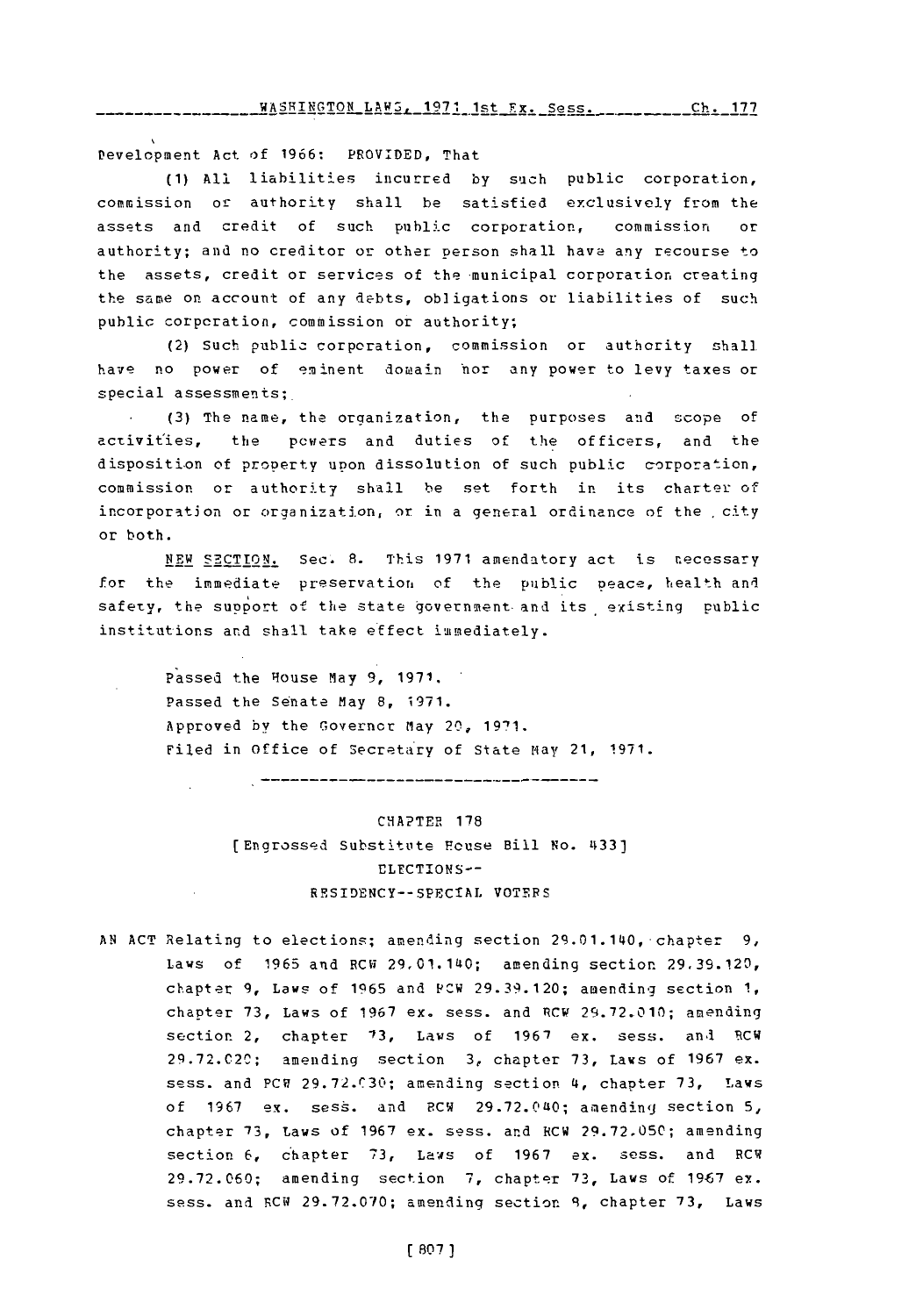Development Act of 1966: PROVIDED, That

(1) All liabilities incurred by such public corporation, commission or authority shall be satisfied exclusively from the assets and credit of such public corporation, commission or authority; and no creditor or other person shall have any recourse to the assets, credit or services of the municipal corporation creating the same on account of any debts, obligations or liabilities of such public corporation, commission or authority;

(2) Such public corporation, commission or authority shall have no power of eminent domain nor any power to levy taxes or special assessments;

(3) The name, the organization, the purposes and scope of activities, the powers and duties of the officers, and the disposition of property upon dissolution of such public corporation, commission or authority shall be set forth in its charter of incorporation or organization, or in a general ordinance of the city or both.

NEW SECTION. Sec. 8. This 1971 amendatory act is necessary for the immediate preservation of the public peace, health and safety, the support of the state government and its existing public institutions and shall take effect immediately.

Passed the House May 9, 1971.
Passed the Senate May 8, 1971.
Approved by the Governor May 20, 1971.
Filed in Office of Secretary of State May 21, 1971.

---

CHAPTER 178

[Engrossed Substitute House Bill No. 433]

ELECTIONS--

RESIDENCY--SPECIAL VOTERS

AN ACT Relating to elections; amending section 29.01.140, chapter 9, Laws of 1965 and RCW 29.01.140; amending section 29.39.120, chapter 9, Laws of 1965 and RCW 29.39.120; amending section 1, chapter 73, Laws of 1967 ex. sess. and RCW 29.72.010; amending section 2, chapter 73, Laws of 1967 ex. sess. and RCW 29.72.020; amending section 3, chapter 73, Laws of 1967 ex. sess. and RCW 29.72.030; amending section 4, chapter 73, Laws of 1967 ex. sess. and RCW 29.72.040; amending section 5, chapter 73, Laws of 1967 ex. sess. and RCW 29.72.050; amending section 6, chapter 73, Laws of 1967 ex. sess. and RCW 29.72.060; amending section 7, chapter 73, Laws of 1967 ex. sess. and RCW 29.72.070; amending section 9, chapter 73, Laws